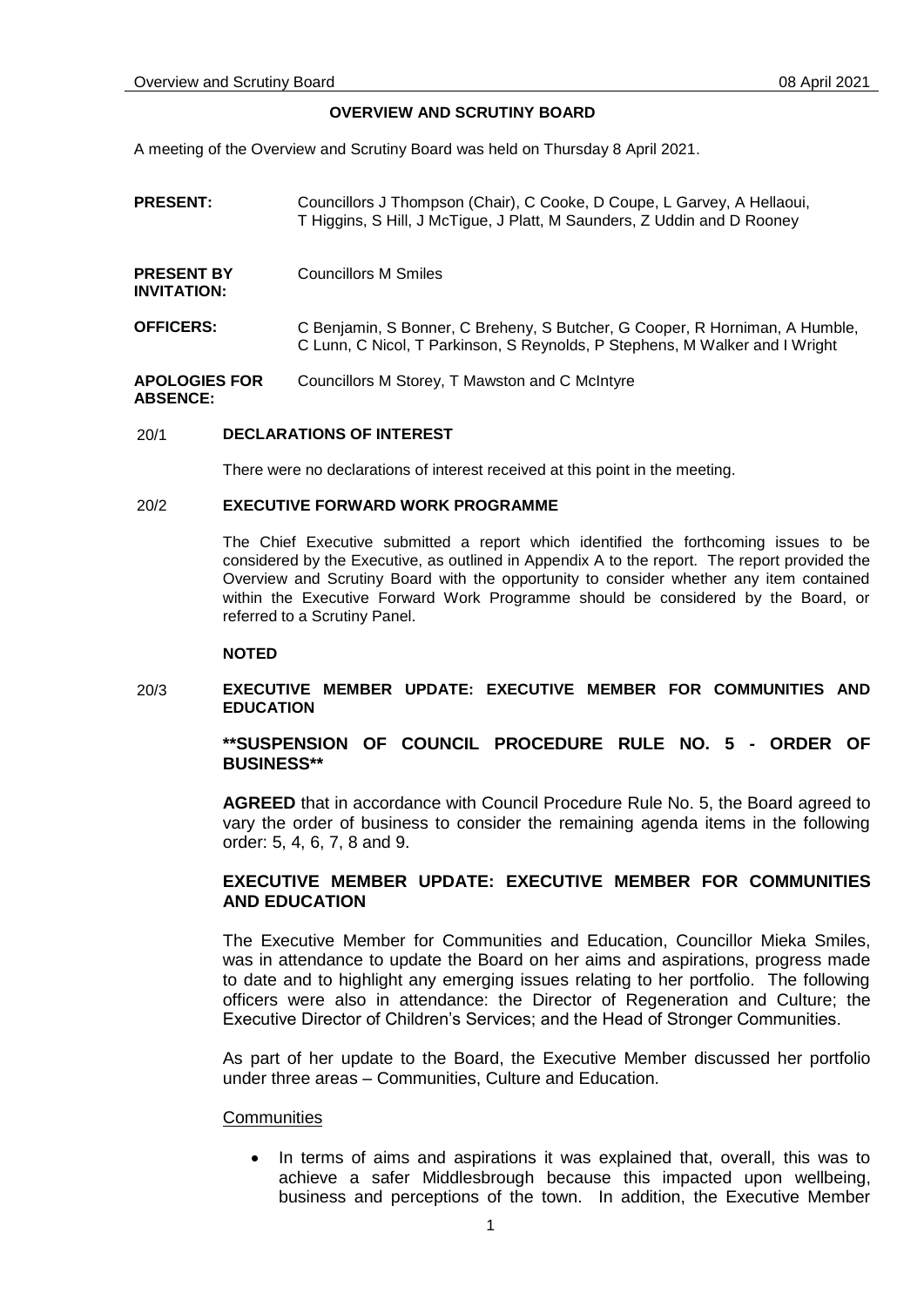# OVERVIEW AND SCRUTINY BOARD

A meeting of the Overview and Scrutiny Board was held on Thursday 8 April 2021.

**PRESENT:** Councillors J Thompson (Chair), C Cooke, D Coupe, L Garvey, A Hellaoui, T Higgins, S Hill, J McTigue, J Platt, M Saunders, Z Uddin and D Rooney

**PRESENT BY INVITATION:** Councillors M Smiles

**OFFICERS:** C Benjamin, S Bonner, C Breheny, S Butcher, G Cooper, R Horniman, A Humble, C Lunn, C Nicol, T Parkinson, S Reynolds, P Stephens, M Walker and I Wright

**APOLOGIES FOR ABSENCE:** Councillors M Storey, T Mawston and C McIntyre

## 20/1 DECLARATIONS OF INTEREST

There were no declarations of interest received at this point in the meeting.

## 20/2 EXECUTIVE FORWARD WORK PROGRAMME

The Chief Executive submitted a report which identified the forthcoming issues to be considered by the Executive, as outlined in Appendix A to the report. The report provided the Overview and Scrutiny Board with the opportunity to consider whether any item contained within the Executive Forward Work Programme should be considered by the Board, or referred to a Scrutiny Panel.

**NOTED**

## 20/3 EXECUTIVE MEMBER UPDATE: EXECUTIVE MEMBER FOR COMMUNITIES AND EDUCATION

### **SUSPENSION OF COUNCIL PROCEDURE RULE NO. 5 - ORDER OF BUSINESS**

**AGREED** that in accordance with Council Procedure Rule No. 5, the Board agreed to vary the order of business to consider the remaining agenda items in the following order: 5, 4, 6, 7, 8 and 9.

### EXECUTIVE MEMBER UPDATE: EXECUTIVE MEMBER FOR COMMUNITIES AND EDUCATION

The Executive Member for Communities and Education, Councillor Mieka Smiles, was in attendance to update the Board on her aims and aspirations, progress made to date and to highlight any emerging issues relating to her portfolio. The following officers were also in attendance: the Director of Regeneration and Culture; the Executive Director of Children's Services; and the Head of Stronger Communities.

As part of her update to the Board, the Executive Member discussed her portfolio under three areas – Communities, Culture and Education.

Communities

- In terms of aims and aspirations it was explained that, overall, this was to achieve a safer Middlesbrough because this impacted upon wellbeing, business and perceptions of the town. In addition, the Executive Member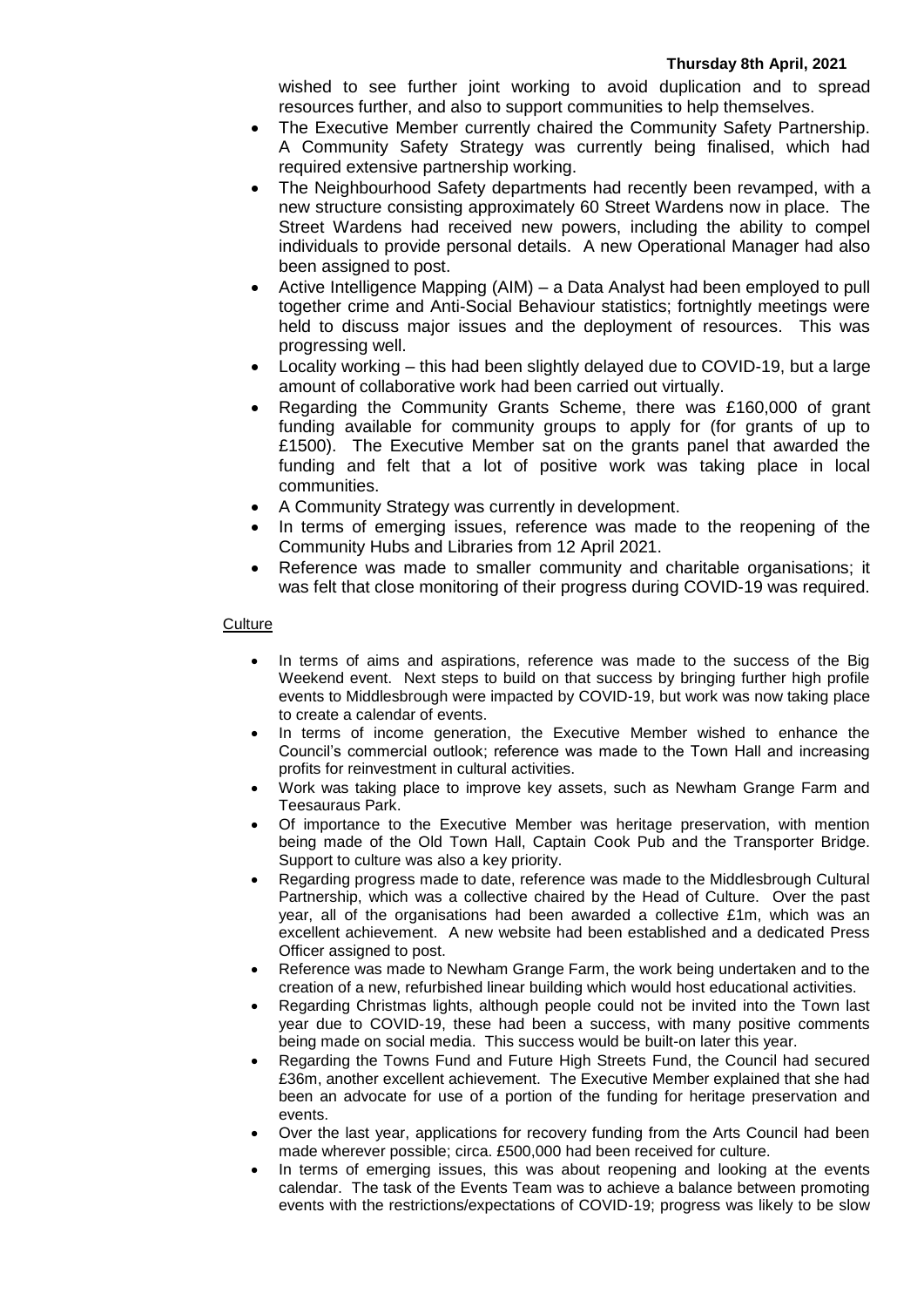wished to see further joint working to avoid duplication and to spread resources further, and also to support communities to help themselves.

- The Executive Member currently chaired the Community Safety Partnership. A Community Safety Strategy was currently being finalised, which had required extensive partnership working.
- The Neighbourhood Safety departments had recently been revamped, with a new structure consisting approximately 60 Street Wardens now in place. The Street Wardens had received new powers, including the ability to compel individuals to provide personal details. A new Operational Manager had also been assigned to post.
- Active Intelligence Mapping (AIM) – a Data Analyst had been employed to pull together crime and Anti-Social Behaviour statistics; fortnightly meetings were held to discuss major issues and the deployment of resources. This was progressing well.
- Locality working – this had been slightly delayed due to COVID-19, but a large amount of collaborative work had been carried out virtually.
- Regarding the Community Grants Scheme, there was £160,000 of grant funding available for community groups to apply for (for grants of up to £1500). The Executive Member sat on the grants panel that awarded the funding and felt that a lot of positive work was taking place in local communities.
- A Community Strategy was currently in development.
- In terms of emerging issues, reference was made to the reopening of the Community Hubs and Libraries from 12 April 2021.
- Reference was made to smaller community and charitable organisations; it was felt that close monitoring of their progress during COVID-19 was required.

Culture

- In terms of aims and aspirations, reference was made to the success of the Big Weekend event. Next steps to build on that success by bringing further high profile events to Middlesbrough were impacted by COVID-19, but work was now taking place to create a calendar of events.
- In terms of income generation, the Executive Member wished to enhance the Council's commercial outlook; reference was made to the Town Hall and increasing profits for reinvestment in cultural activities.
- Work was taking place to improve key assets, such as Newham Grange Farm and Teesauraus Park.
- Of importance to the Executive Member was heritage preservation, with mention being made of the Old Town Hall, Captain Cook Pub and the Transporter Bridge. Support to culture was also a key priority.
- Regarding progress made to date, reference was made to the Middlesbrough Cultural Partnership, which was a collective chaired by the Head of Culture. Over the past year, all of the organisations had been awarded a collective £1m, which was an excellent achievement. A new website had been established and a dedicated Press Officer assigned to post.
- Reference was made to Newham Grange Farm, the work being undertaken and to the creation of a new, refurbished linear building which would host educational activities.
- Regarding Christmas lights, although people could not be invited into the Town last year due to COVID-19, these had been a success, with many positive comments being made on social media. This success would be built-on later this year.
- Regarding the Towns Fund and Future High Streets Fund, the Council had secured £36m, another excellent achievement. The Executive Member explained that she had been an advocate for use of a portion of the funding for heritage preservation and events.
- Over the last year, applications for recovery funding from the Arts Council had been made wherever possible; circa. £500,000 had been received for culture.
- In terms of emerging issues, this was about reopening and looking at the events calendar. The task of the Events Team was to achieve a balance between promoting events with the restrictions/expectations of COVID-19; progress was likely to be slow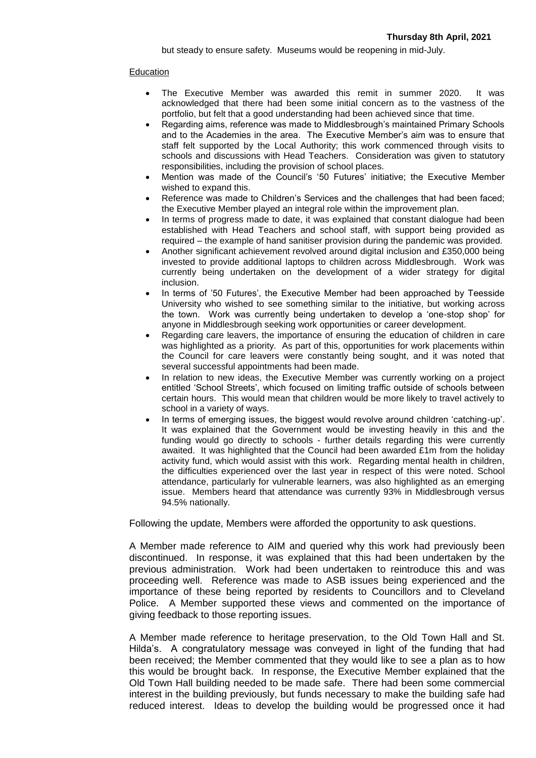but steady to ensure safety. Museums would be reopening in mid-July.

Education

- The Executive Member was awarded this remit in summer 2020. It was acknowledged that there had been some initial concern as to the vastness of the portfolio, but felt that a good understanding had been achieved since that time.
- Regarding aims, reference was made to Middlesbrough's maintained Primary Schools and to the Academies in the area. The Executive Member's aim was to ensure that staff felt supported by the Local Authority; this work commenced through visits to schools and discussions with Head Teachers. Consideration was given to statutory responsibilities, including the provision of school places.
- Mention was made of the Council's '50 Futures' initiative; the Executive Member wished to expand this.
- Reference was made to Children's Services and the challenges that had been faced; the Executive Member played an integral role within the improvement plan.
- In terms of progress made to date, it was explained that constant dialogue had been established with Head Teachers and school staff, with support being provided as required – the example of hand sanitiser provision during the pandemic was provided.
- Another significant achievement revolved around digital inclusion and £350,000 being invested to provide additional laptops to children across Middlesbrough. Work was currently being undertaken on the development of a wider strategy for digital inclusion.
- In terms of '50 Futures', the Executive Member had been approached by Teesside University who wished to see something similar to the initiative, but working across the town. Work was currently being undertaken to develop a 'one-stop shop' for anyone in Middlesbrough seeking work opportunities or career development.
- Regarding care leavers, the importance of ensuring the education of children in care was highlighted as a priority. As part of this, opportunities for work placements within the Council for care leavers were constantly being sought, and it was noted that several successful appointments had been made.
- In relation to new ideas, the Executive Member was currently working on a project entitled 'School Streets', which focused on limiting traffic outside of schools between certain hours. This would mean that children would be more likely to travel actively to school in a variety of ways.
- In terms of emerging issues, the biggest would revolve around children 'catching-up'. It was explained that the Government would be investing heavily in this and the funding would go directly to schools - further details regarding this were currently awaited. It was highlighted that the Council had been awarded £1m from the holiday activity fund, which would assist with this work. Regarding mental health in children, the difficulties experienced over the last year in respect of this were noted. School attendance, particularly for vulnerable learners, was also highlighted as an emerging issue. Members heard that attendance was currently 93% in Middlesbrough versus 94.5% nationally.

Following the update, Members were afforded the opportunity to ask questions.

A Member made reference to AIM and queried why this work had previously been discontinued. In response, it was explained that this had been undertaken by the previous administration. Work had been undertaken to reintroduce this and was proceeding well. Reference was made to ASB issues being experienced and the importance of these being reported by residents to Councillors and to Cleveland Police. A Member supported these views and commented on the importance of giving feedback to those reporting issues.

A Member made reference to heritage preservation, to the Old Town Hall and St. Hilda's. A congratulatory message was conveyed in light of the funding that had been received; the Member commented that they would like to see a plan as to how this would be brought back. In response, the Executive Member explained that the Old Town Hall building needed to be made safe. There had been some commercial interest in the building previously, but funds necessary to make the building safe had reduced interest. Ideas to develop the building would be progressed once it had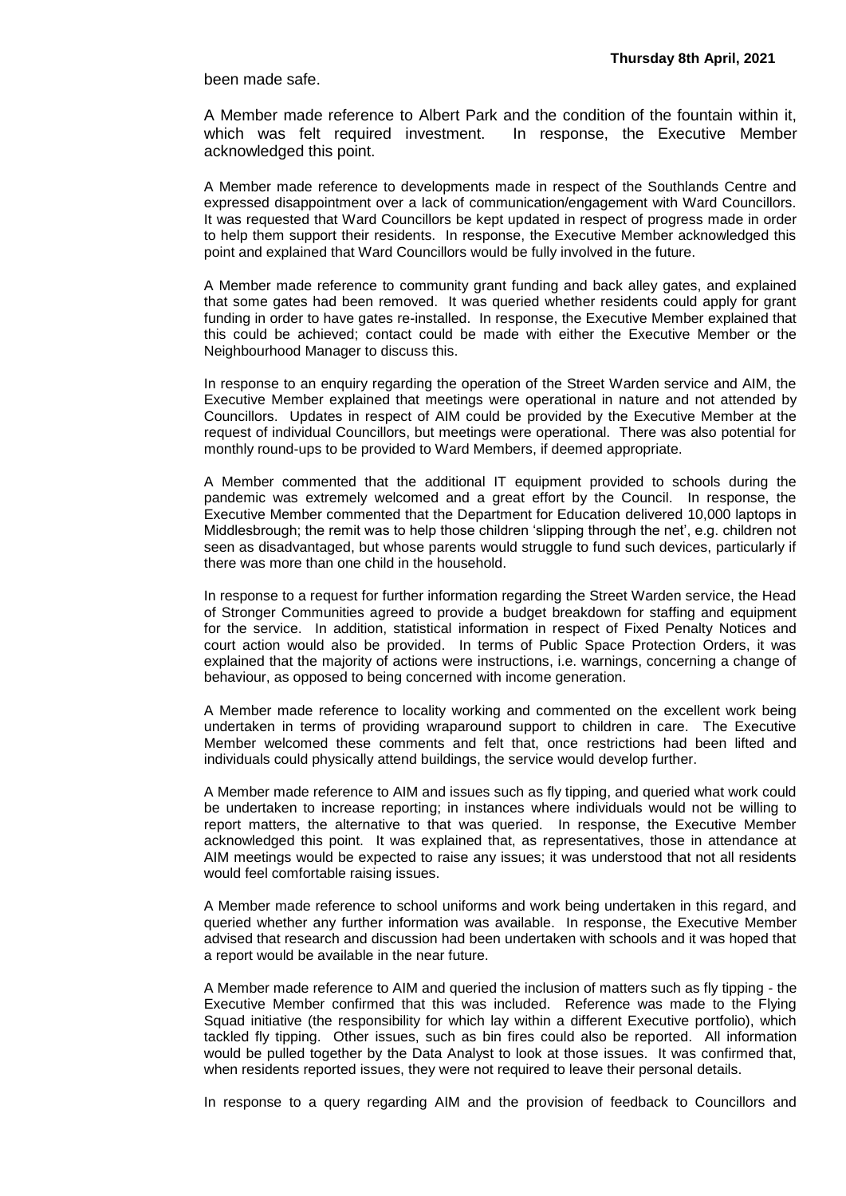been made safe.

A Member made reference to Albert Park and the condition of the fountain within it, which was felt required investment. In response, the Executive Member acknowledged this point.

A Member made reference to developments made in respect of the Southlands Centre and expressed disappointment over a lack of communication/engagement with Ward Councillors. It was requested that Ward Councillors be kept updated in respect of progress made in order to help them support their residents. In response, the Executive Member acknowledged this point and explained that Ward Councillors would be fully involved in the future.

A Member made reference to community grant funding and back alley gates, and explained that some gates had been removed. It was queried whether residents could apply for grant funding in order to have gates re-installed. In response, the Executive Member explained that this could be achieved; contact could be made with either the Executive Member or the Neighbourhood Manager to discuss this.

In response to an enquiry regarding the operation of the Street Warden service and AIM, the Executive Member explained that meetings were operational in nature and not attended by Councillors. Updates in respect of AIM could be provided by the Executive Member at the request of individual Councillors, but meetings were operational. There was also potential for monthly round-ups to be provided to Ward Members, if deemed appropriate.

A Member commented that the additional IT equipment provided to schools during the pandemic was extremely welcomed and a great effort by the Council. In response, the Executive Member commented that the Department for Education delivered 10,000 laptops in Middlesbrough; the remit was to help those children 'slipping through the net', e.g. children not seen as disadvantaged, but whose parents would struggle to fund such devices, particularly if there was more than one child in the household.

In response to a request for further information regarding the Street Warden service, the Head of Stronger Communities agreed to provide a budget breakdown for staffing and equipment for the service. In addition, statistical information in respect of Fixed Penalty Notices and court action would also be provided. In terms of Public Space Protection Orders, it was explained that the majority of actions were instructions, i.e. warnings, concerning a change of behaviour, as opposed to being concerned with income generation.

A Member made reference to locality working and commented on the excellent work being undertaken in terms of providing wraparound support to children in care. The Executive Member welcomed these comments and felt that, once restrictions had been lifted and individuals could physically attend buildings, the service would develop further.

A Member made reference to AIM and issues such as fly tipping, and queried what work could be undertaken to increase reporting; in instances where individuals would not be willing to report matters, the alternative to that was queried. In response, the Executive Member acknowledged this point. It was explained that, as representatives, those in attendance at AIM meetings would be expected to raise any issues; it was understood that not all residents would feel comfortable raising issues.

A Member made reference to school uniforms and work being undertaken in this regard, and queried whether any further information was available. In response, the Executive Member advised that research and discussion had been undertaken with schools and it was hoped that a report would be available in the near future.

A Member made reference to AIM and queried the inclusion of matters such as fly tipping - the Executive Member confirmed that this was included. Reference was made to the Flying Squad initiative (the responsibility for which lay within a different Executive portfolio), which tackled fly tipping. Other issues, such as bin fires could also be reported. All information would be pulled together by the Data Analyst to look at those issues. It was confirmed that, when residents reported issues, they were not required to leave their personal details.

In response to a query regarding AIM and the provision of feedback to Councillors and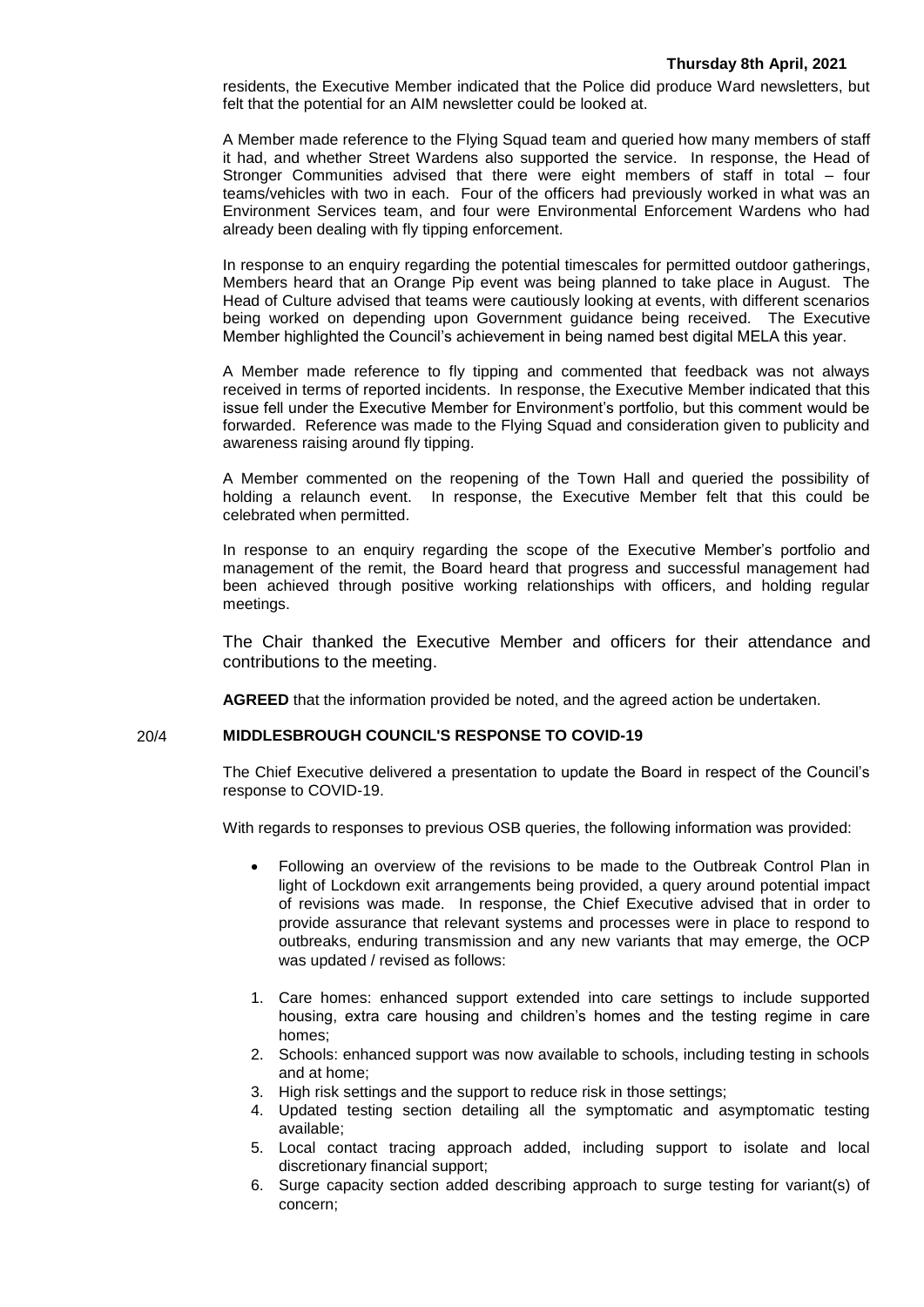residents, the Executive Member indicated that the Police did produce Ward newsletters, but felt that the potential for an AIM newsletter could be looked at.

A Member made reference to the Flying Squad team and queried how many members of staff it had, and whether Street Wardens also supported the service. In response, the Head of Stronger Communities advised that there were eight members of staff in total – four teams/vehicles with two in each. Four of the officers had previously worked in what was an Environment Services team, and four were Environmental Enforcement Wardens who had already been dealing with fly tipping enforcement.

In response to an enquiry regarding the potential timescales for permitted outdoor gatherings, Members heard that an Orange Pip event was being planned to take place in August. The Head of Culture advised that teams were cautiously looking at events, with different scenarios being worked on depending upon Government guidance being received. The Executive Member highlighted the Council's achievement in being named best digital MELA this year.

A Member made reference to fly tipping and commented that feedback was not always received in terms of reported incidents. In response, the Executive Member indicated that this issue fell under the Executive Member for Environment's portfolio, but this comment would be forwarded. Reference was made to the Flying Squad and consideration given to publicity and awareness raising around fly tipping.

A Member commented on the reopening of the Town Hall and queried the possibility of holding a relaunch event. In response, the Executive Member felt that this could be celebrated when permitted.

In response to an enquiry regarding the scope of the Executive Member's portfolio and management of the remit, the Board heard that progress and successful management had been achieved through positive working relationships with officers, and holding regular meetings.

The Chair thanked the Executive Member and officers for their attendance and contributions to the meeting.

**AGREED** that the information provided be noted, and the agreed action be undertaken.

## 20/4 MIDDLESBROUGH COUNCIL'S RESPONSE TO COVID-19

The Chief Executive delivered a presentation to update the Board in respect of the Council's response to COVID-19.

With regards to responses to previous OSB queries, the following information was provided:

- Following an overview of the revisions to be made to the Outbreak Control Plan in light of Lockdown exit arrangements being provided, a query around potential impact of revisions was made. In response, the Chief Executive advised that in order to provide assurance that relevant systems and processes were in place to respond to outbreaks, enduring transmission and any new variants that may emerge, the OCP was updated / revised as follows:

1. Care homes: enhanced support extended into care settings to include supported housing, extra care housing and children's homes and the testing regime in care homes;
2. Schools: enhanced support was now available to schools, including testing in schools and at home;
3. High risk settings and the support to reduce risk in those settings;
4. Updated testing section detailing all the symptomatic and asymptomatic testing available;
5. Local contact tracing approach added, including support to isolate and local discretionary financial support;
6. Surge capacity section added describing approach to surge testing for variant(s) of concern;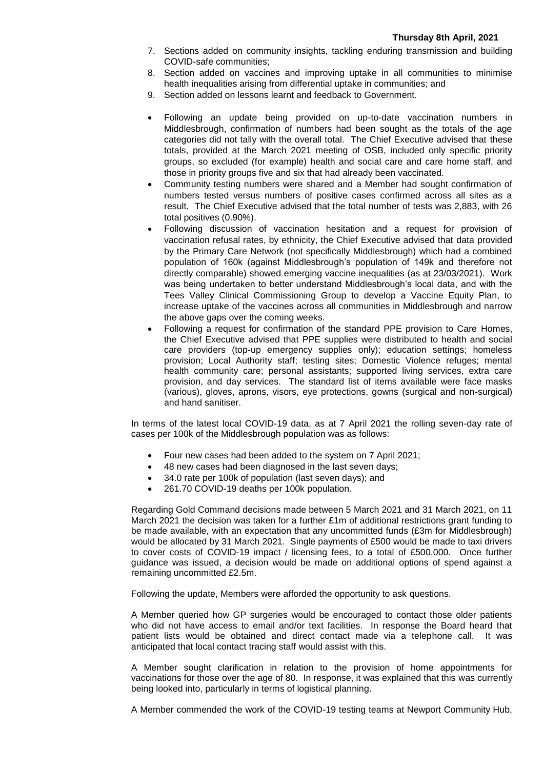7. Sections added on community insights, tackling enduring transmission and building COVID-safe communities;
8. Section added on vaccines and improving uptake in all communities to minimise health inequalities arising from differential uptake in communities; and
9. Section added on lessons learnt and feedback to Government.

- Following an update being provided on up-to-date vaccination numbers in Middlesbrough, confirmation of numbers had been sought as the totals of the age categories did not tally with the overall total. The Chief Executive advised that these totals, provided at the March 2021 meeting of OSB, included only specific priority groups, so excluded (for example) health and social care and care home staff, and those in priority groups five and six that had already been vaccinated.
- Community testing numbers were shared and a Member had sought confirmation of numbers tested versus numbers of positive cases confirmed across all sites as a result. The Chief Executive advised that the total number of tests was 2,883, with 26 total positives (0.90%).
- Following discussion of vaccination hesitation and a request for provision of vaccination refusal rates, by ethnicity, the Chief Executive advised that data provided by the Primary Care Network (not specifically Middlesbrough) which had a combined population of 160k (against Middlesbrough's population of 149k and therefore not directly comparable) showed emerging vaccine inequalities (as at 23/03/2021). Work was being undertaken to better understand Middlesbrough's local data, and with the Tees Valley Clinical Commissioning Group to develop a Vaccine Equity Plan, to increase uptake of the vaccines across all communities in Middlesbrough and narrow the above gaps over the coming weeks.
- Following a request for confirmation of the standard PPE provision to Care Homes, the Chief Executive advised that PPE supplies were distributed to health and social care providers (top-up emergency supplies only); education settings; homeless provision; Local Authority staff; testing sites; Domestic Violence refuges; mental health community care; personal assistants; supported living services, extra care provision, and day services. The standard list of items available were face masks (various), gloves, aprons, visors, eye protections, gowns (surgical and non-surgical) and hand sanitiser.

In terms of the latest local COVID-19 data, as at 7 April 2021 the rolling seven-day rate of cases per 100k of the Middlesbrough population was as follows:

- Four new cases had been added to the system on 7 April 2021;
- 48 new cases had been diagnosed in the last seven days;
- 34.0 rate per 100k of population (last seven days); and
- 261.70 COVID-19 deaths per 100k population.

Regarding Gold Command decisions made between 5 March 2021 and 31 March 2021, on 11 March 2021 the decision was taken for a further £1m of additional restrictions grant funding to be made available, with an expectation that any uncommitted funds (£3m for Middlesbrough) would be allocated by 31 March 2021. Single payments of £500 would be made to taxi drivers to cover costs of COVID-19 impact / licensing fees, to a total of £500,000. Once further guidance was issued, a decision would be made on additional options of spend against a remaining uncommitted £2.5m.

Following the update, Members were afforded the opportunity to ask questions.

A Member queried how GP surgeries would be encouraged to contact those older patients who did not have access to email and/or text facilities. In response the Board heard that patient lists would be obtained and direct contact made via a telephone call. It was anticipated that local contact tracing staff would assist with this.

A Member sought clarification in relation to the provision of home appointments for vaccinations for those over the age of 80. In response, it was explained that this was currently being looked into, particularly in terms of logistical planning.

A Member commended the work of the COVID-19 testing teams at Newport Community Hub,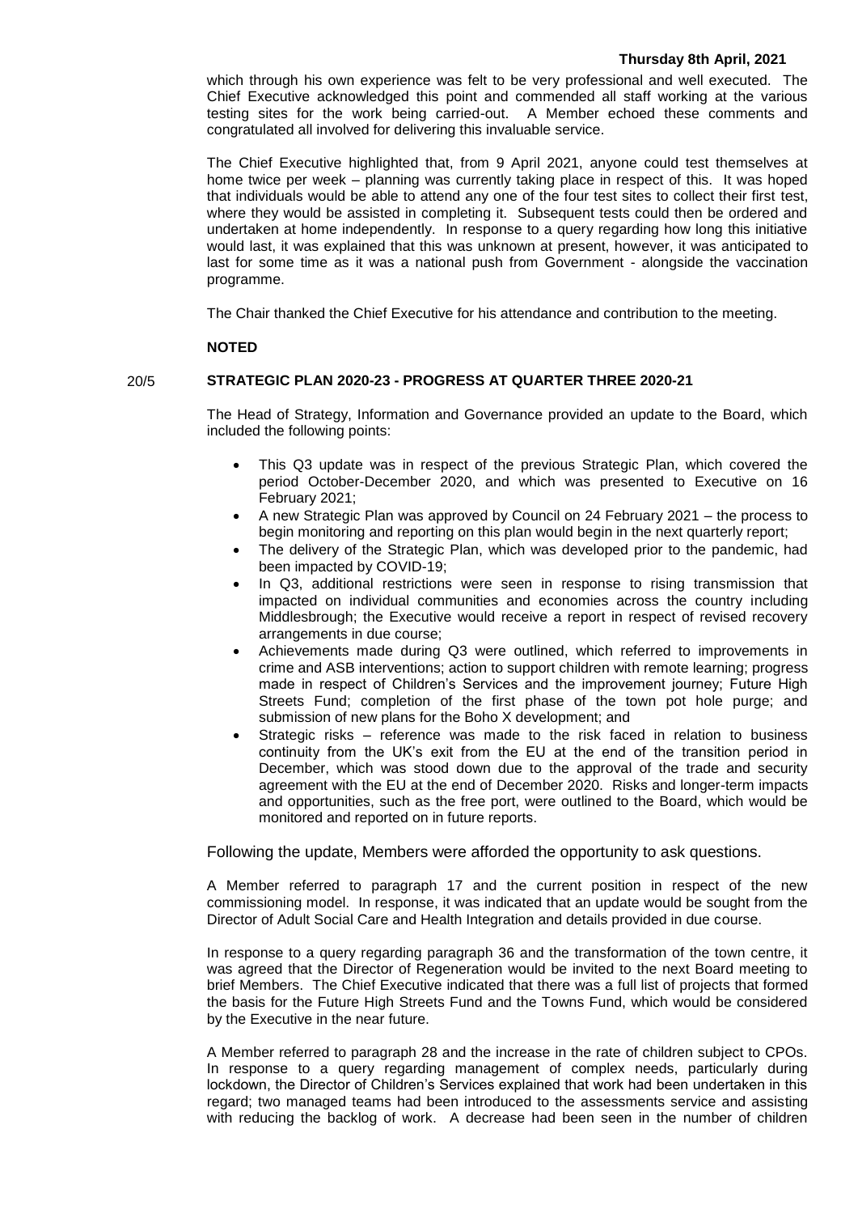which through his own experience was felt to be very professional and well executed. The Chief Executive acknowledged this point and commended all staff working at the various testing sites for the work being carried-out. A Member echoed these comments and congratulated all involved for delivering this invaluable service.

The Chief Executive highlighted that, from 9 April 2021, anyone could test themselves at home twice per week – planning was currently taking place in respect of this. It was hoped that individuals would be able to attend any one of the four test sites to collect their first test, where they would be assisted in completing it. Subsequent tests could then be ordered and undertaken at home independently. In response to a query regarding how long this initiative would last, it was explained that this was unknown at present, however, it was anticipated to last for some time as it was a national push from Government - alongside the vaccination programme.

The Chair thanked the Chief Executive for his attendance and contribution to the meeting.

**NOTED**

## 20/5 STRATEGIC PLAN 2020-23 - PROGRESS AT QUARTER THREE 2020-21

The Head of Strategy, Information and Governance provided an update to the Board, which included the following points:

- This Q3 update was in respect of the previous Strategic Plan, which covered the period October-December 2020, and which was presented to Executive on 16 February 2021;
- A new Strategic Plan was approved by Council on 24 February 2021 – the process to begin monitoring and reporting on this plan would begin in the next quarterly report;
- The delivery of the Strategic Plan, which was developed prior to the pandemic, had been impacted by COVID-19;
- In Q3, additional restrictions were seen in response to rising transmission that impacted on individual communities and economies across the country including Middlesbrough; the Executive would receive a report in respect of revised recovery arrangements in due course;
- Achievements made during Q3 were outlined, which referred to improvements in crime and ASB interventions; action to support children with remote learning; progress made in respect of Children's Services and the improvement journey; Future High Streets Fund; completion of the first phase of the town pot hole purge; and submission of new plans for the Boho X development; and
- Strategic risks – reference was made to the risk faced in relation to business continuity from the UK's exit from the EU at the end of the transition period in December, which was stood down due to the approval of the trade and security agreement with the EU at the end of December 2020. Risks and longer-term impacts and opportunities, such as the free port, were outlined to the Board, which would be monitored and reported on in future reports.

Following the update, Members were afforded the opportunity to ask questions.

A Member referred to paragraph 17 and the current position in respect of the new commissioning model. In response, it was indicated that an update would be sought from the Director of Adult Social Care and Health Integration and details provided in due course.

In response to a query regarding paragraph 36 and the transformation of the town centre, it was agreed that the Director of Regeneration would be invited to the next Board meeting to brief Members. The Chief Executive indicated that there was a full list of projects that formed the basis for the Future High Streets Fund and the Towns Fund, which would be considered by the Executive in the near future.

A Member referred to paragraph 28 and the increase in the rate of children subject to CPOs. In response to a query regarding management of complex needs, particularly during lockdown, the Director of Children's Services explained that work had been undertaken in this regard; two managed teams had been introduced to the assessments service and assisting with reducing the backlog of work. A decrease had been seen in the number of children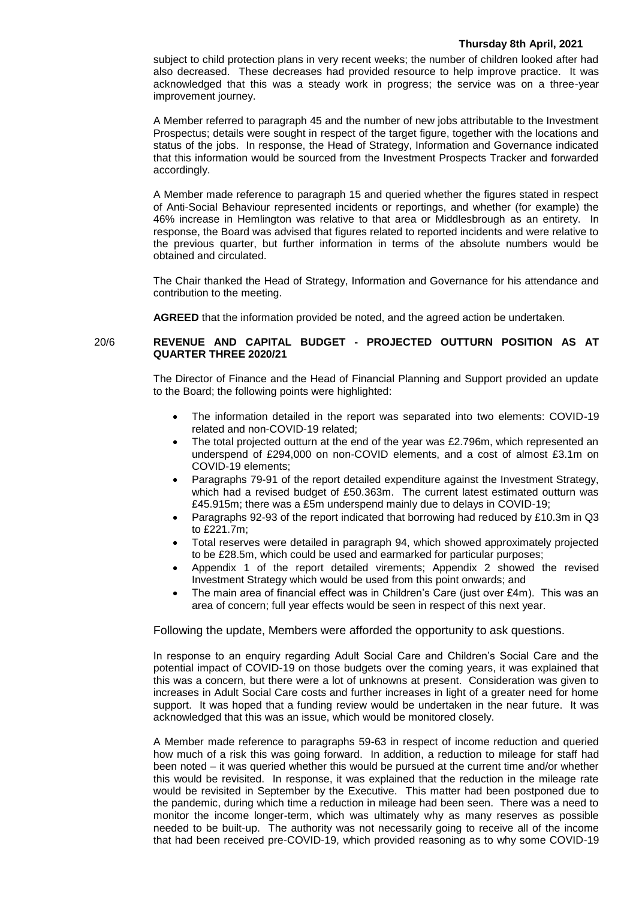subject to child protection plans in very recent weeks; the number of children looked after had also decreased. These decreases had provided resource to help improve practice. It was acknowledged that this was a steady work in progress; the service was on a three-year improvement journey.

A Member referred to paragraph 45 and the number of new jobs attributable to the Investment Prospectus; details were sought in respect of the target figure, together with the locations and status of the jobs. In response, the Head of Strategy, Information and Governance indicated that this information would be sourced from the Investment Prospects Tracker and forwarded accordingly.

A Member made reference to paragraph 15 and queried whether the figures stated in respect of Anti-Social Behaviour represented incidents or reportings, and whether (for example) the 46% increase in Hemlington was relative to that area or Middlesbrough as an entirety. In response, the Board was advised that figures related to reported incidents and were relative to the previous quarter, but further information in terms of the absolute numbers would be obtained and circulated.

The Chair thanked the Head of Strategy, Information and Governance for his attendance and contribution to the meeting.

**AGREED** that the information provided be noted, and the agreed action be undertaken.

## 20/6 REVENUE AND CAPITAL BUDGET - PROJECTED OUTTURN POSITION AS AT QUARTER THREE 2020/21

The Director of Finance and the Head of Financial Planning and Support provided an update to the Board; the following points were highlighted:

- The information detailed in the report was separated into two elements: COVID-19 related and non-COVID-19 related;
- The total projected outturn at the end of the year was £2.796m, which represented an underspend of £294,000 on non-COVID elements, and a cost of almost £3.1m on COVID-19 elements;
- Paragraphs 79-91 of the report detailed expenditure against the Investment Strategy, which had a revised budget of £50.363m. The current latest estimated outturn was £45.915m; there was a £5m underspend mainly due to delays in COVID-19;
- Paragraphs 92-93 of the report indicated that borrowing had reduced by £10.3m in Q3 to £221.7m;
- Total reserves were detailed in paragraph 94, which showed approximately projected to be £28.5m, which could be used and earmarked for particular purposes;
- Appendix 1 of the report detailed virements; Appendix 2 showed the revised Investment Strategy which would be used from this point onwards; and
- The main area of financial effect was in Children's Care (just over £4m). This was an area of concern; full year effects would be seen in respect of this next year.

Following the update, Members were afforded the opportunity to ask questions.

In response to an enquiry regarding Adult Social Care and Children's Social Care and the potential impact of COVID-19 on those budgets over the coming years, it was explained that this was a concern, but there were a lot of unknowns at present. Consideration was given to increases in Adult Social Care costs and further increases in light of a greater need for home support. It was hoped that a funding review would be undertaken in the near future. It was acknowledged that this was an issue, which would be monitored closely.

A Member made reference to paragraphs 59-63 in respect of income reduction and queried how much of a risk this was going forward. In addition, a reduction to mileage for staff had been noted – it was queried whether this would be pursued at the current time and/or whether this would be revisited. In response, it was explained that the reduction in the mileage rate would be revisited in September by the Executive. This matter had been postponed due to the pandemic, during which time a reduction in mileage had been seen. There was a need to monitor the income longer-term, which was ultimately why as many reserves as possible needed to be built-up. The authority was not necessarily going to receive all of the income that had been received pre-COVID-19, which provided reasoning as to why some COVID-19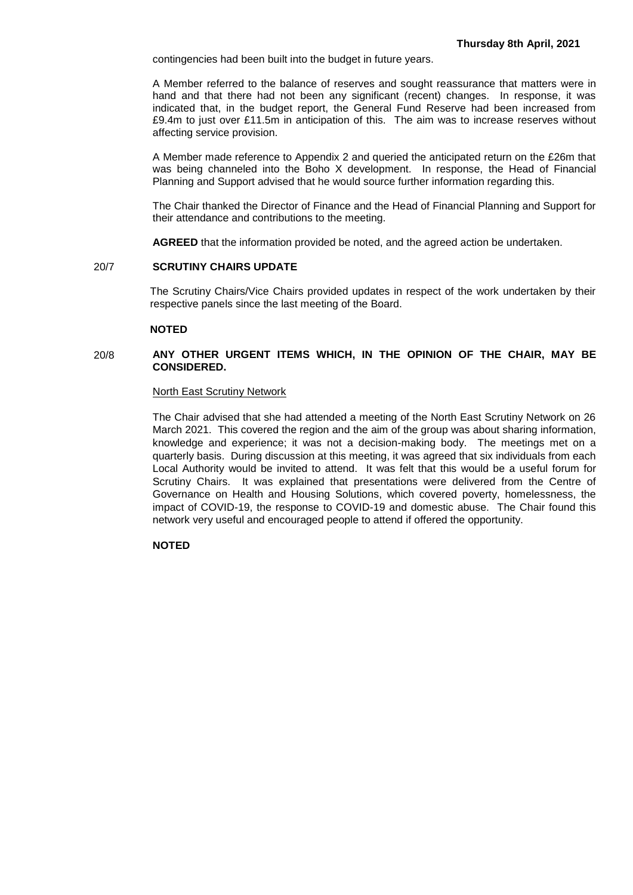contingencies had been built into the budget in future years.

A Member referred to the balance of reserves and sought reassurance that matters were in hand and that there had not been any significant (recent) changes. In response, it was indicated that, in the budget report, the General Fund Reserve had been increased from £9.4m to just over £11.5m in anticipation of this. The aim was to increase reserves without affecting service provision.

A Member made reference to Appendix 2 and queried the anticipated return on the £26m that was being channeled into the Boho X development. In response, the Head of Financial Planning and Support advised that he would source further information regarding this.

The Chair thanked the Director of Finance and the Head of Financial Planning and Support for their attendance and contributions to the meeting.

**AGREED** that the information provided be noted, and the agreed action be undertaken.

## 20/7 SCRUTINY CHAIRS UPDATE

The Scrutiny Chairs/Vice Chairs provided updates in respect of the work undertaken by their respective panels since the last meeting of the Board.

**NOTED**

## 20/8 ANY OTHER URGENT ITEMS WHICH, IN THE OPINION OF THE CHAIR, MAY BE CONSIDERED.

North East Scrutiny Network

The Chair advised that she had attended a meeting of the North East Scrutiny Network on 26 March 2021. This covered the region and the aim of the group was about sharing information, knowledge and experience; it was not a decision-making body. The meetings met on a quarterly basis. During discussion at this meeting, it was agreed that six individuals from each Local Authority would be invited to attend. It was felt that this would be a useful forum for Scrutiny Chairs. It was explained that presentations were delivered from the Centre of Governance on Health and Housing Solutions, which covered poverty, homelessness, the impact of COVID-19, the response to COVID-19 and domestic abuse. The Chair found this network very useful and encouraged people to attend if offered the opportunity.

**NOTED**